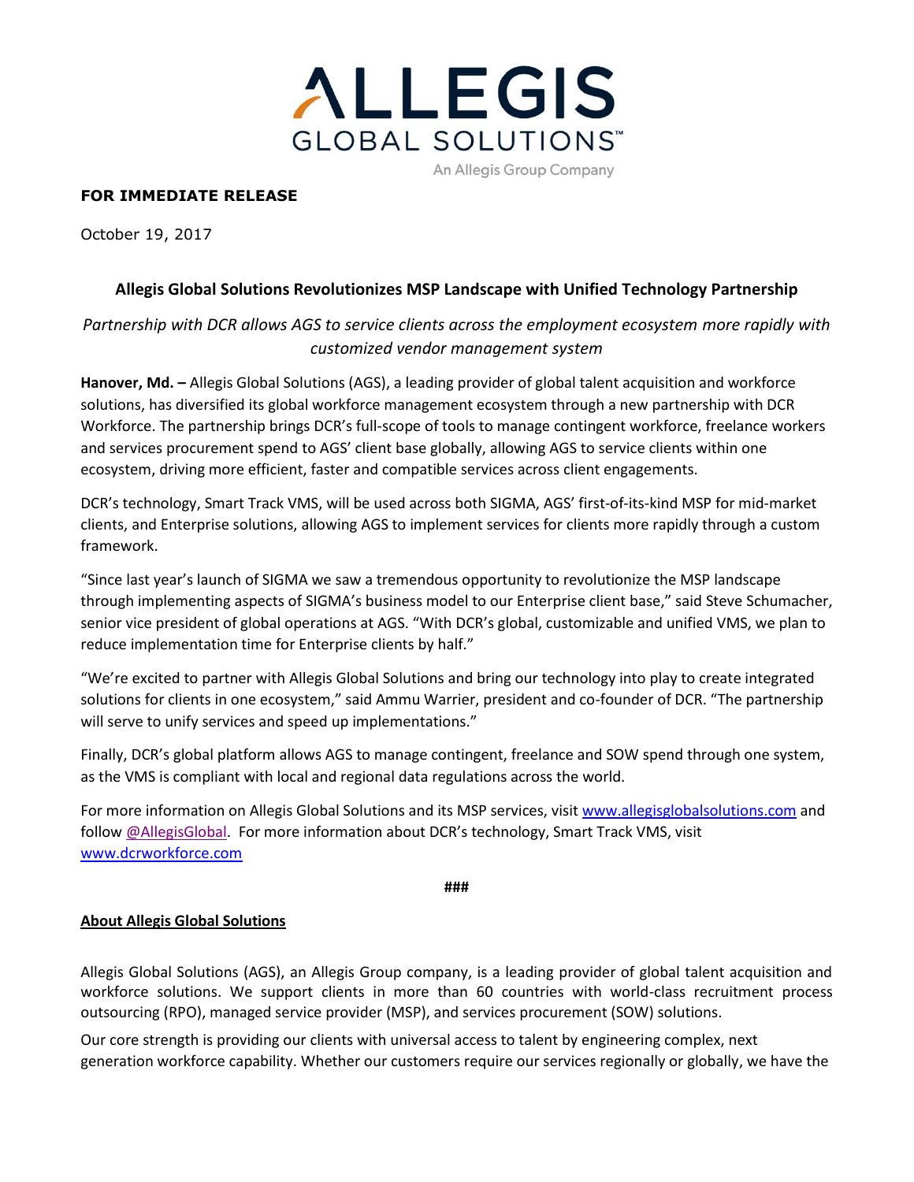**ALLEGIS**
GLOBAL SOLUTIONS™
An Allegis Group Company

**FOR IMMEDIATE RELEASE**

October 19, 2017

## Allegis Global Solutions Revolutionizes MSP Landscape with Unified Technology Partnership

*Partnership with DCR allows AGS to service clients across the employment ecosystem more rapidly with customized vendor management system*

**Hanover, Md. –** Allegis Global Solutions (AGS), a leading provider of global talent acquisition and workforce solutions, has diversified its global workforce management ecosystem through a new partnership with DCR Workforce. The partnership brings DCR's full-scope of tools to manage contingent workforce, freelance workers and services procurement spend to AGS' client base globally, allowing AGS to service clients within one ecosystem, driving more efficient, faster and compatible services across client engagements.

DCR's technology, Smart Track VMS, will be used across both SIGMA, AGS' first-of-its-kind MSP for mid-market clients, and Enterprise solutions, allowing AGS to implement services for clients more rapidly through a custom framework.

"Since last year's launch of SIGMA we saw a tremendous opportunity to revolutionize the MSP landscape through implementing aspects of SIGMA's business model to our Enterprise client base," said Steve Schumacher, senior vice president of global operations at AGS. "With DCR's global, customizable and unified VMS, we plan to reduce implementation time for Enterprise clients by half."

"We're excited to partner with Allegis Global Solutions and bring our technology into play to create integrated solutions for clients in one ecosystem," said Ammu Warrier, president and co-founder of DCR. "The partnership will serve to unify services and speed up implementations."

Finally, DCR's global platform allows AGS to manage contingent, freelance and SOW spend through one system, as the VMS is compliant with local and regional data regulations across the world.

For more information on Allegis Global Solutions and its MSP services, visit www.allegisglobalsolutions.com and follow @AllegisGlobal. For more information about DCR's technology, Smart Track VMS, visit www.dcrworkforce.com

###

### About Allegis Global Solutions

Allegis Global Solutions (AGS), an Allegis Group company, is a leading provider of global talent acquisition and workforce solutions. We support clients in more than 60 countries with world-class recruitment process outsourcing (RPO), managed service provider (MSP), and services procurement (SOW) solutions.

Our core strength is providing our clients with universal access to talent by engineering complex, next generation workforce capability. Whether our customers require our services regionally or globally, we have the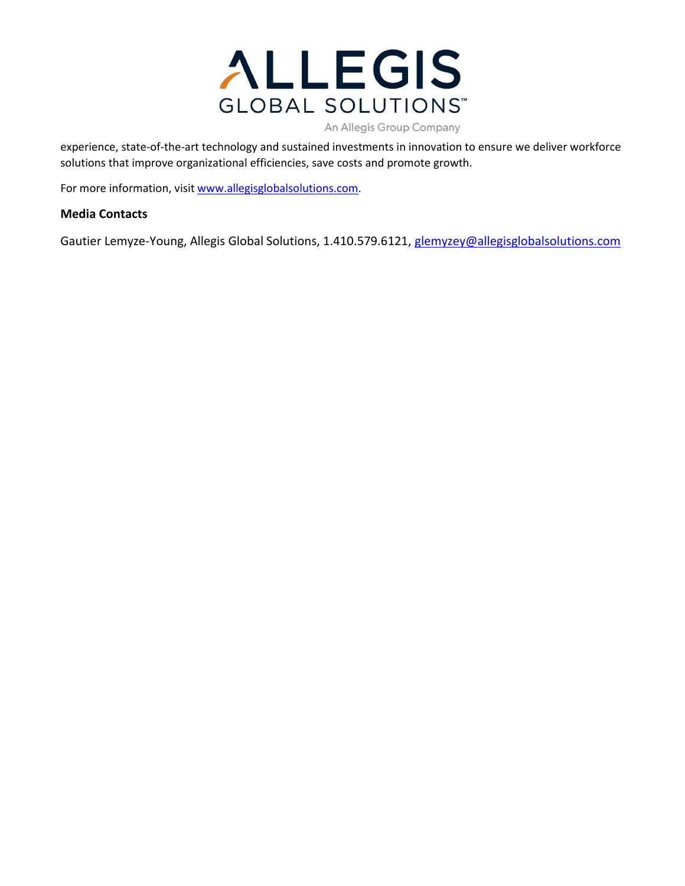experience, state-of-the-art technology and sustained investments in innovation to ensure we deliver workforce solutions that improve organizational efficiencies, save costs and promote growth.

For more information, visit www.allegisglobalsolutions.com.

**Media Contacts**

Gautier Lemyze-Young, Allegis Global Solutions, 1.410.579.6121, glemyzey@allegisglobalsolutions.com